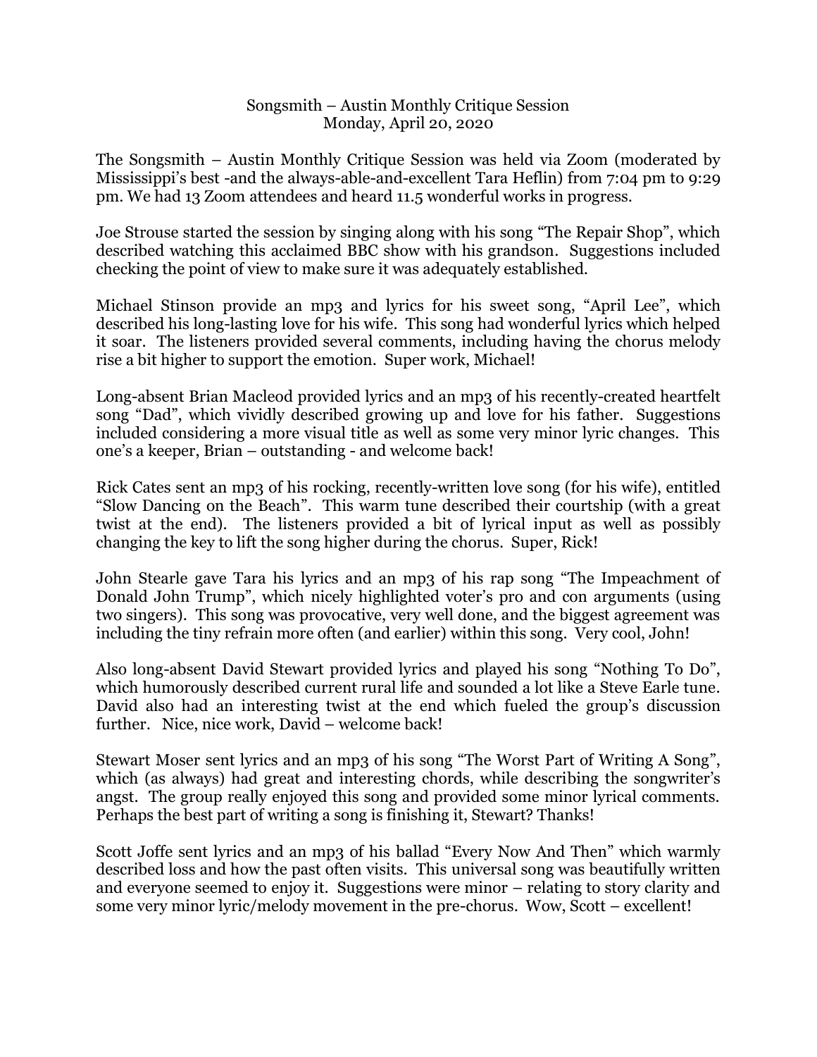Songsmith – Austin Monthly Critique Session
Monday, April 20, 2020

The Songsmith – Austin Monthly Critique Session was held via Zoom (moderated by Mississippi's best -and the always-able-and-excellent Tara Heflin) from 7:04 pm to 9:29 pm. We had 13 Zoom attendees and heard 11.5 wonderful works in progress.

Joe Strouse started the session by singing along with his song "The Repair Shop", which described watching this acclaimed BBC show with his grandson. Suggestions included checking the point of view to make sure it was adequately established.

Michael Stinson provide an mp3 and lyrics for his sweet song, "April Lee", which described his long-lasting love for his wife. This song had wonderful lyrics which helped it soar. The listeners provided several comments, including having the chorus melody rise a bit higher to support the emotion. Super work, Michael!

Long-absent Brian Macleod provided lyrics and an mp3 of his recently-created heartfelt song "Dad", which vividly described growing up and love for his father. Suggestions included considering a more visual title as well as some very minor lyric changes. This one's a keeper, Brian – outstanding - and welcome back!

Rick Cates sent an mp3 of his rocking, recently-written love song (for his wife), entitled "Slow Dancing on the Beach". This warm tune described their courtship (with a great twist at the end). The listeners provided a bit of lyrical input as well as possibly changing the key to lift the song higher during the chorus. Super, Rick!

John Stearle gave Tara his lyrics and an mp3 of his rap song "The Impeachment of Donald John Trump", which nicely highlighted voter's pro and con arguments (using two singers). This song was provocative, very well done, and the biggest agreement was including the tiny refrain more often (and earlier) within this song. Very cool, John!

Also long-absent David Stewart provided lyrics and played his song "Nothing To Do", which humorously described current rural life and sounded a lot like a Steve Earle tune. David also had an interesting twist at the end which fueled the group's discussion further. Nice, nice work, David – welcome back!

Stewart Moser sent lyrics and an mp3 of his song "The Worst Part of Writing A Song", which (as always) had great and interesting chords, while describing the songwriter's angst. The group really enjoyed this song and provided some minor lyrical comments. Perhaps the best part of writing a song is finishing it, Stewart? Thanks!

Scott Joffe sent lyrics and an mp3 of his ballad "Every Now And Then" which warmly described loss and how the past often visits. This universal song was beautifully written and everyone seemed to enjoy it. Suggestions were minor – relating to story clarity and some very minor lyric/melody movement in the pre-chorus. Wow, Scott – excellent!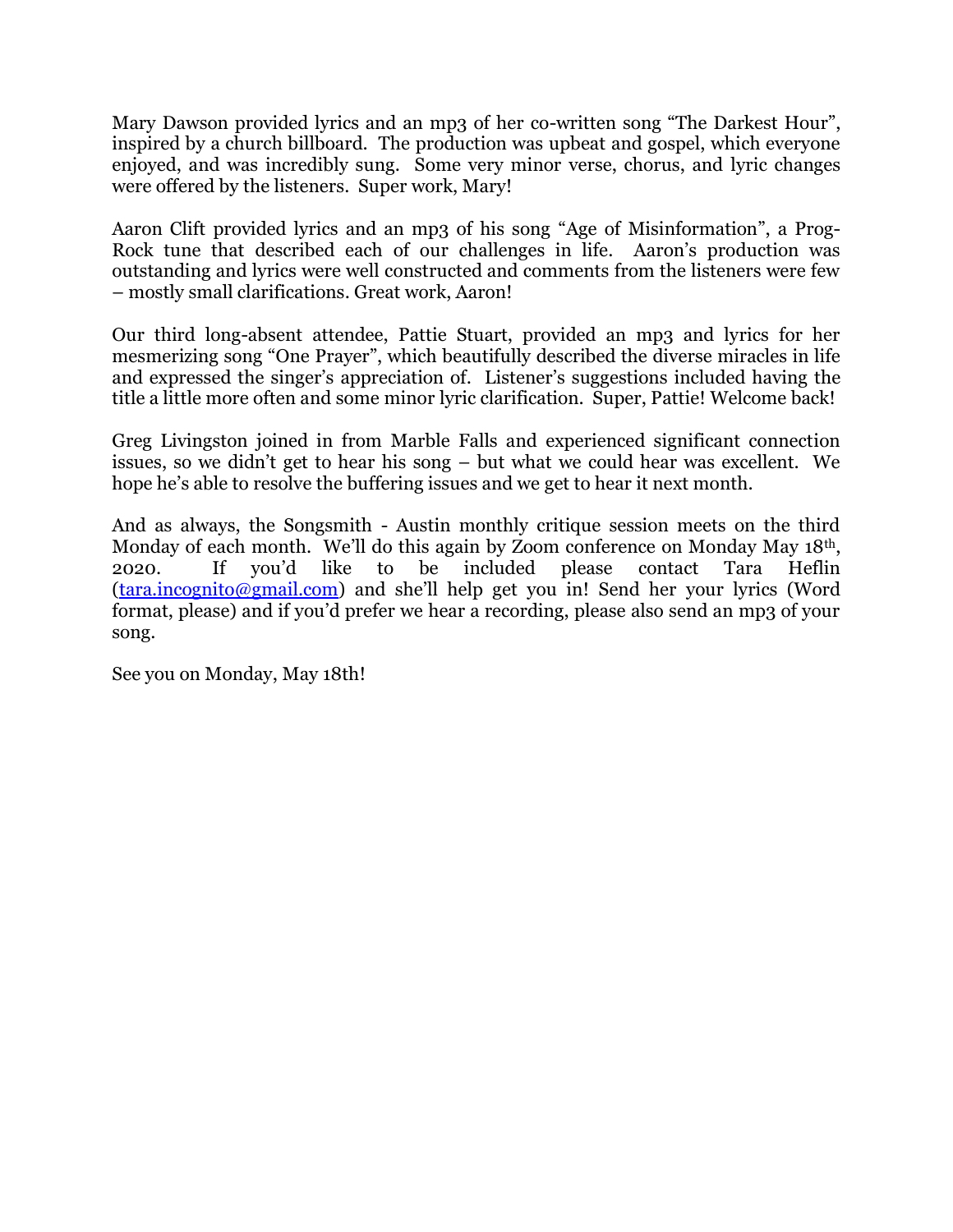Mary Dawson provided lyrics and an mp3 of her co-written song "The Darkest Hour", inspired by a church billboard. The production was upbeat and gospel, which everyone enjoyed, and was incredibly sung. Some very minor verse, chorus, and lyric changes were offered by the listeners. Super work, Mary!

Aaron Clift provided lyrics and an mp3 of his song "Age of Misinformation", a Prog-Rock tune that described each of our challenges in life. Aaron's production was outstanding and lyrics were well constructed and comments from the listeners were few – mostly small clarifications. Great work, Aaron!

Our third long-absent attendee, Pattie Stuart, provided an mp3 and lyrics for her mesmerizing song "One Prayer", which beautifully described the diverse miracles in life and expressed the singer's appreciation of. Listener's suggestions included having the title a little more often and some minor lyric clarification. Super, Pattie! Welcome back!

Greg Livingston joined in from Marble Falls and experienced significant connection issues, so we didn't get to hear his song – but what we could hear was excellent. We hope he's able to resolve the buffering issues and we get to hear it next month.

And as always, the Songsmith - Austin monthly critique session meets on the third Monday of each month. We'll do this again by Zoom conference on Monday May 18th, 2020. If you'd like to be included please contact Tara Heflin (tara.incognito@gmail.com) and she'll help get you in! Send her your lyrics (Word format, please) and if you'd prefer we hear a recording, please also send an mp3 of your song.

See you on Monday, May 18th!